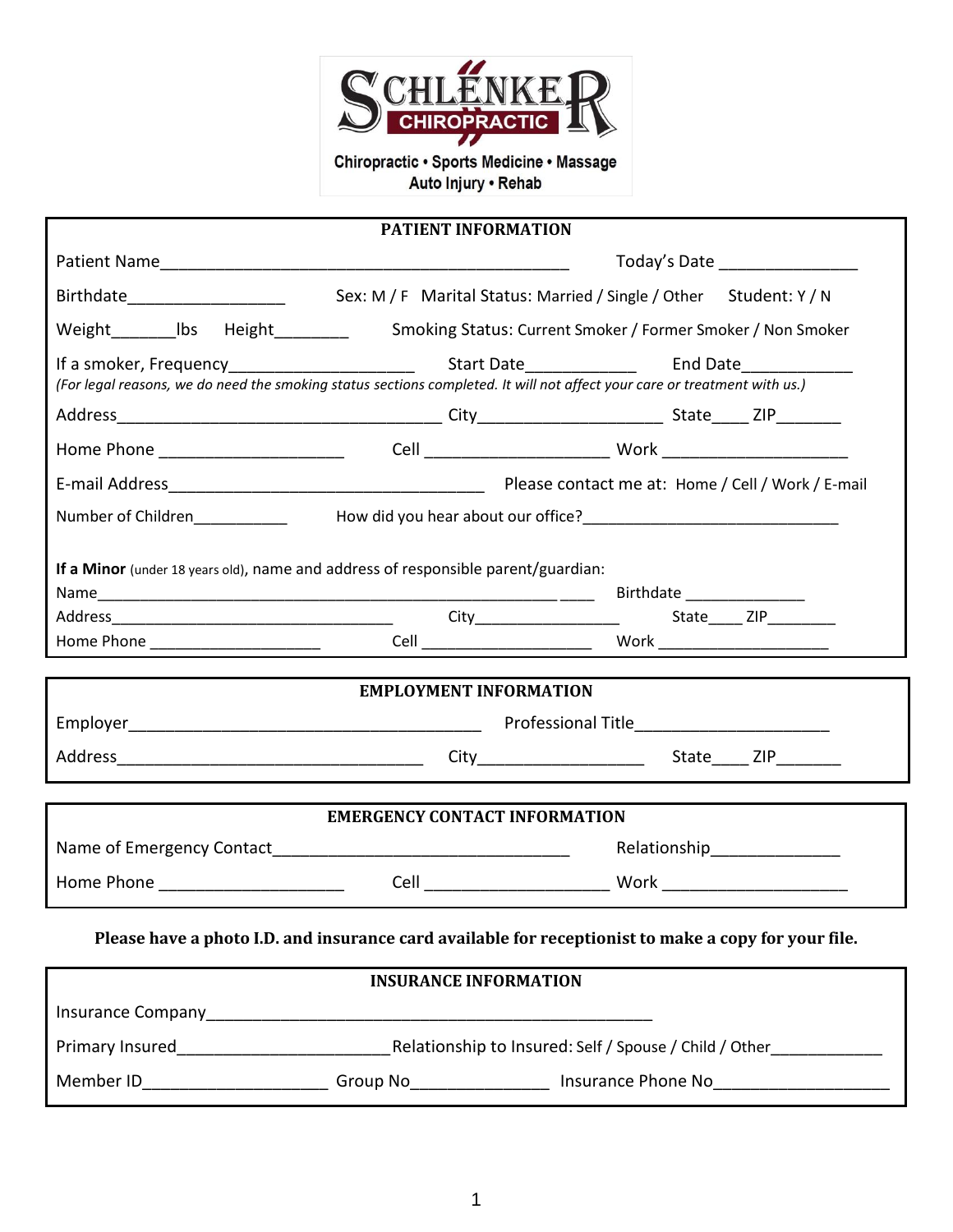# SCHLENKER CHIROPRACTIC

Chiropractic • Sports Medicine • Massage
Auto Injury • Rehab

## PATIENT INFORMATION

Patient Name_____________________________________________ Today's Date _______________

Birthdate_________________ Sex: M / F Marital Status: Married / Single / Other Student: Y / N

Weight_______lbs Height________ Smoking Status: Current Smoker / Former Smoker / Non Smoker

If a smoker, Frequency____________________ Start Date____________ End Date___________

*(For legal reasons, we do need the smoking status sections completed. It will not affect your care or treatment with us.)*

Address___________________________________ City____________________ State____ ZIP_______

Home Phone ____________________ Cell ____________________ Work ____________________

E-mail Address___________________________________ Please contact me at: Home / Cell / Work / E-mail

Number of Children__________ How did you hear about our office?____________________________

**If a Minor** (under 18 years old), name and address of responsible parent/guardian:

Name___________________________________________________ ____ Birthdate _______________

Address__________________________________ City_________________ State____ ZIP________

Home Phone ____________________ Cell ____________________ Work ____________________

## EMPLOYMENT INFORMATION

Employer______________________________________ Professional Title______________________

Address__________________________________ City__________________ State____ ZIP_______

## EMERGENCY CONTACT INFORMATION

Name of Emergency Contact________________________________ Relationship______________

Home Phone ____________________ Cell ____________________ Work ____________________

**Please have a photo I.D. and insurance card available for receptionist to make a copy for your file.**

## INSURANCE INFORMATION

Insurance Company__________________________________________________

Primary Insured_______________________Relationship to Insured: Self / Spouse / Child / Other____________

Member ID____________________ Group No_______________ Insurance Phone No___________________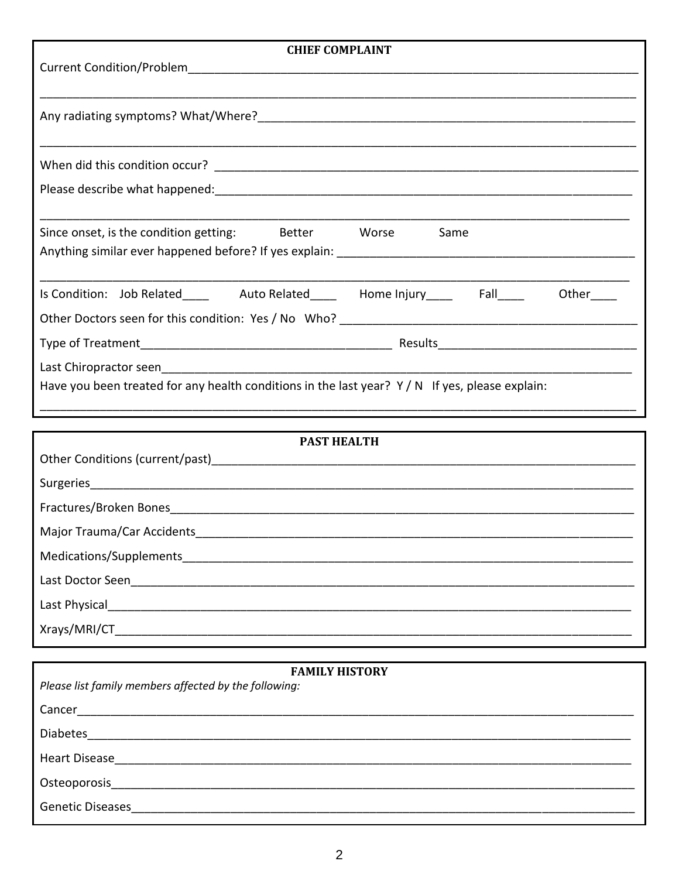## CHIEF COMPLAINT

Current Condition/Problem_______________________________________________________________________

_______________________________________________________________________________________

Any radiating symptoms? What/Where?_____________________________________________________________

_______________________________________________________________________________________

When did this condition occur? __________________________________________________________________

Please describe what happened:___________________________________________________________________

_______________________________________________________________________________________

Since onset, is the condition getting: Better Worse Same

Anything similar ever happened before? If yes explain: _____________________________________________

_______________________________________________________________________________________

Is Condition: Job Related____ Auto Related____ Home Injury____ Fall____ Other____

Other Doctors seen for this condition: Yes / No Who? ______________________________________________

Type of Treatment______________________________________ Results______________________________

Last Chiropractor seen______________________________________________________________________

Have you been treated for any health conditions in the last year? Y / N If yes, please explain:

_______________________________________________________________________________________

## PAST HEALTH

Other Conditions (current/past)___________________________________________________________________

Surgeries_________________________________________________________________________________

Fractures/Broken Bones______________________________________________________________________

Major Trauma/Car Accidents__________________________________________________________________

Medications/Supplements____________________________________________________________________

Last Doctor Seen___________________________________________________________________________

Last Physical______________________________________________________________________________

Xrays/MRI/CT_____________________________________________________________________________

## FAMILY HISTORY

*Please list family members affected by the following:*

Cancer___________________________________________________________________________________

Diabetes_________________________________________________________________________________

Heart Disease______________________________________________________________________________

Osteoporosis______________________________________________________________________________

Genetic Diseases___________________________________________________________________________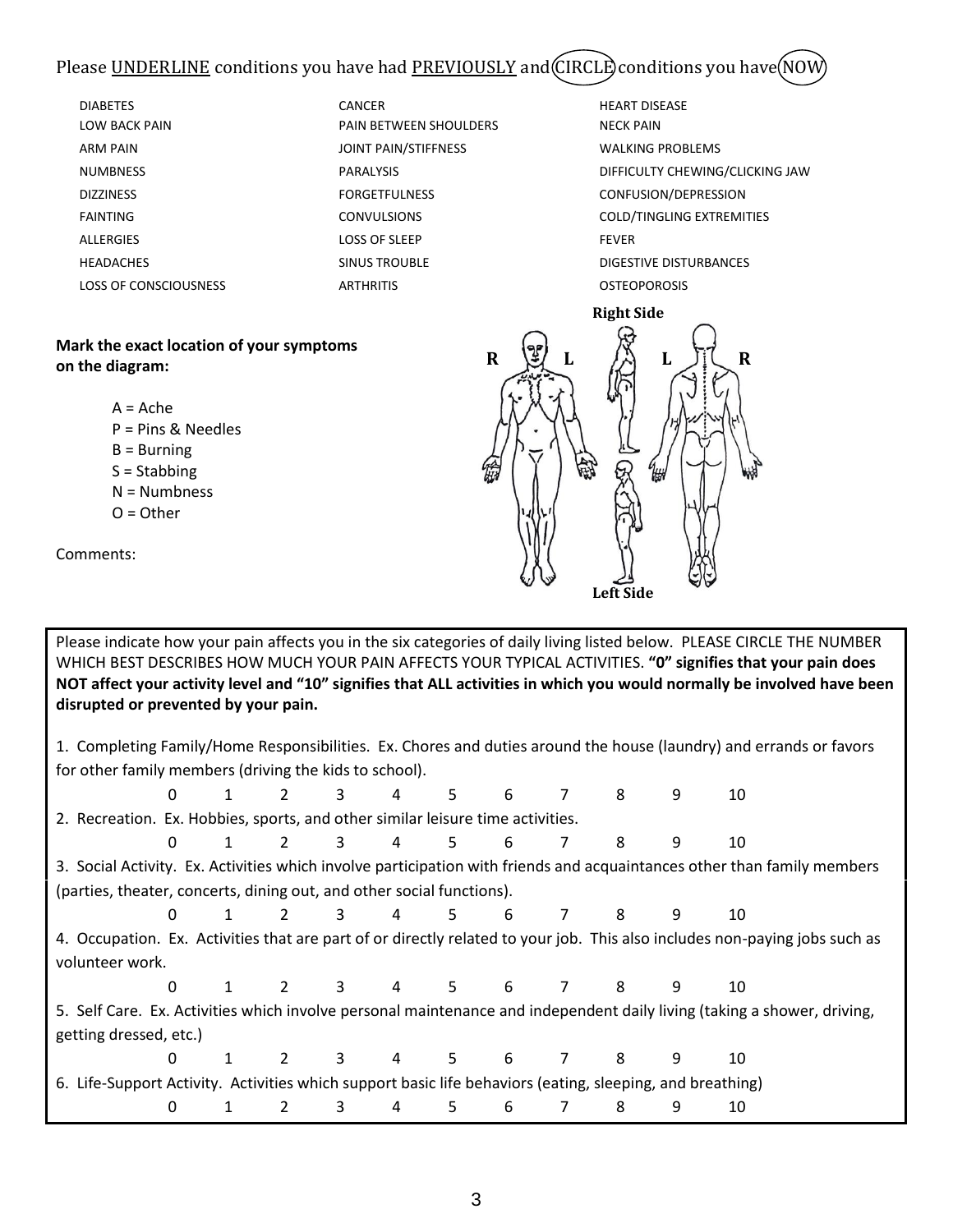Please UNDERLINE conditions you have had PREVIOUSLY and CIRCLE conditions you have NOW

| | | |
|---|---|---|
| DIABETES | CANCER | HEART DISEASE |
| LOW BACK PAIN | PAIN BETWEEN SHOULDERS | NECK PAIN |
| ARM PAIN | JOINT PAIN/STIFFNESS | WALKING PROBLEMS |
| NUMBNESS | PARALYSIS | DIFFICULTY CHEWING/CLICKING JAW |
| DIZZINESS | FORGETFULNESS | CONFUSION/DEPRESSION |
| FAINTING | CONVULSIONS | COLD/TINGLING EXTREMITIES |
| ALLERGIES | LOSS OF SLEEP | FEVER |
| HEADACHES | SINUS TROUBLE | DIGESTIVE DISTURBANCES |
| LOSS OF CONSCIOUSNESS | ARTHRITIS | OSTEOPOROSIS |

**Mark the exact location of your symptoms on the diagram:**

- A = Ache
- P = Pins & Needles
- B = Burning
- S = Stabbing
- N = Numbness
- O = Other

Comments:

Right Side

R L L R

Left Side

Please indicate how your pain affects you in the six categories of daily living listed below. PLEASE CIRCLE THE NUMBER WHICH BEST DESCRIBES HOW MUCH YOUR PAIN AFFECTS YOUR TYPICAL ACTIVITIES. **"0" signifies that your pain does NOT affect your activity level and "10" signifies that ALL activities in which you would normally be involved have been disrupted or prevented by your pain.**

1. Completing Family/Home Responsibilities. Ex. Chores and duties around the house (laundry) and errands or favors for other family members (driving the kids to school).

   0 1 2 3 4 5 6 7 8 9 10

2. Recreation. Ex. Hobbies, sports, and other similar leisure time activities.

   0 1 2 3 4 5 6 7 8 9 10

3. Social Activity. Ex. Activities which involve participation with friends and acquaintances other than family members (parties, theater, concerts, dining out, and other social functions).

   0 1 2 3 4 5 6 7 8 9 10

4. Occupation. Ex. Activities that are part of or directly related to your job. This also includes non-paying jobs such as volunteer work.

   0 1 2 3 4 5 6 7 8 9 10

5. Self Care. Ex. Activities which involve personal maintenance and independent daily living (taking a shower, driving, getting dressed, etc.)

   0 1 2 3 4 5 6 7 8 9 10

6. Life-Support Activity. Activities which support basic life behaviors (eating, sleeping, and breathing)

   0 1 2 3 4 5 6 7 8 9 10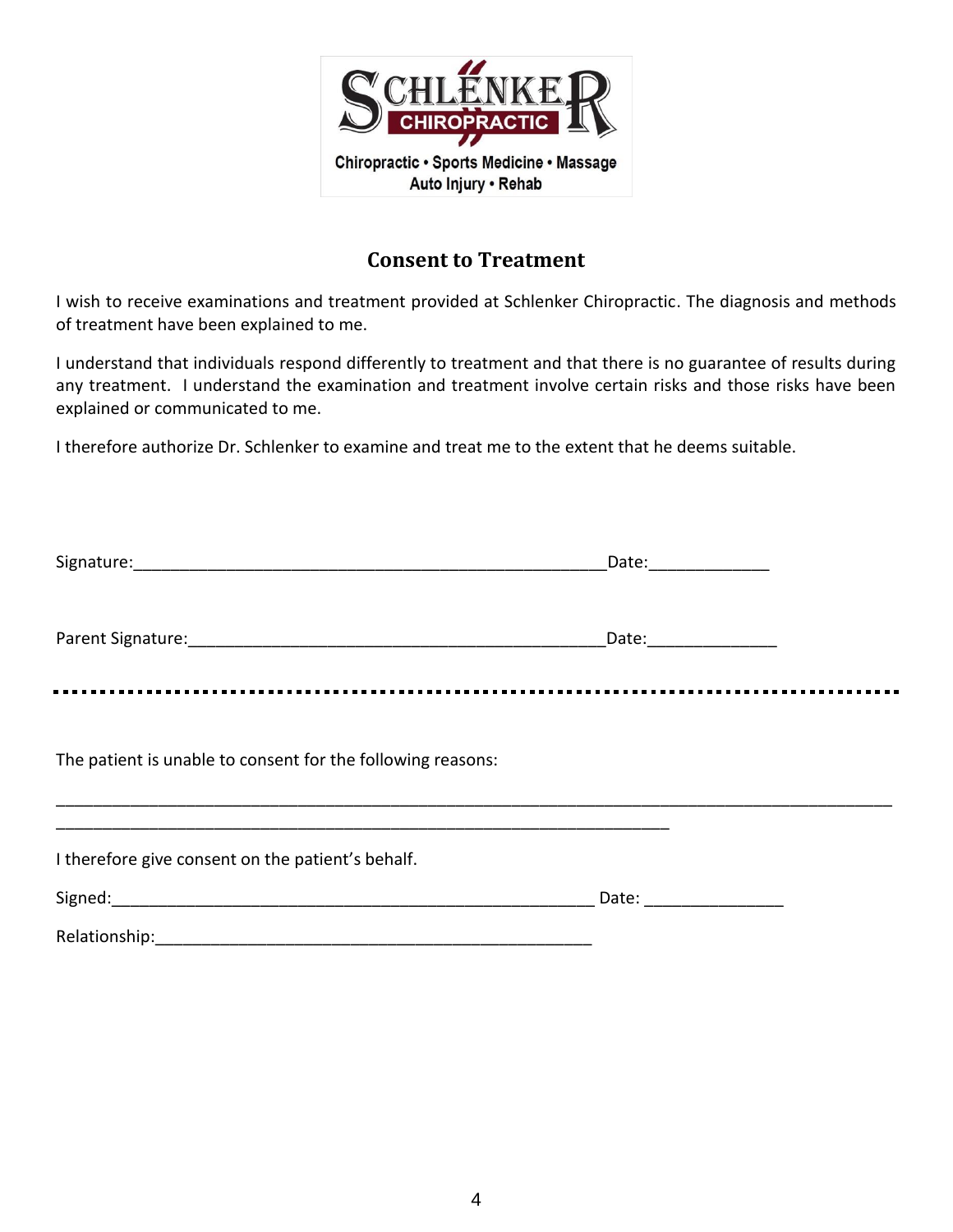Schlenker Chiropractic

Chiropractic • Sports Medicine • Massage
Auto Injury • Rehab

## Consent to Treatment

I wish to receive examinations and treatment provided at Schlenker Chiropractic. The diagnosis and methods of treatment have been explained to me.

I understand that individuals respond differently to treatment and that there is no guarantee of results during any treatment. I understand the examination and treatment involve certain risks and those risks have been explained or communicated to me.

I therefore authorize Dr. Schlenker to examine and treat me to the extent that he deems suitable.

Signature:_____________________________________________________Date:_____________

Parent Signature:_______________________________________________Date:______________

---

The patient is unable to consent for the following reasons:

_____________________________________________________________________________________________

______________________________________________________________________

I therefore give consent on the patient's behalf.

Signed:_______________________________________________________ Date: _______________

Relationship:__________________________________________________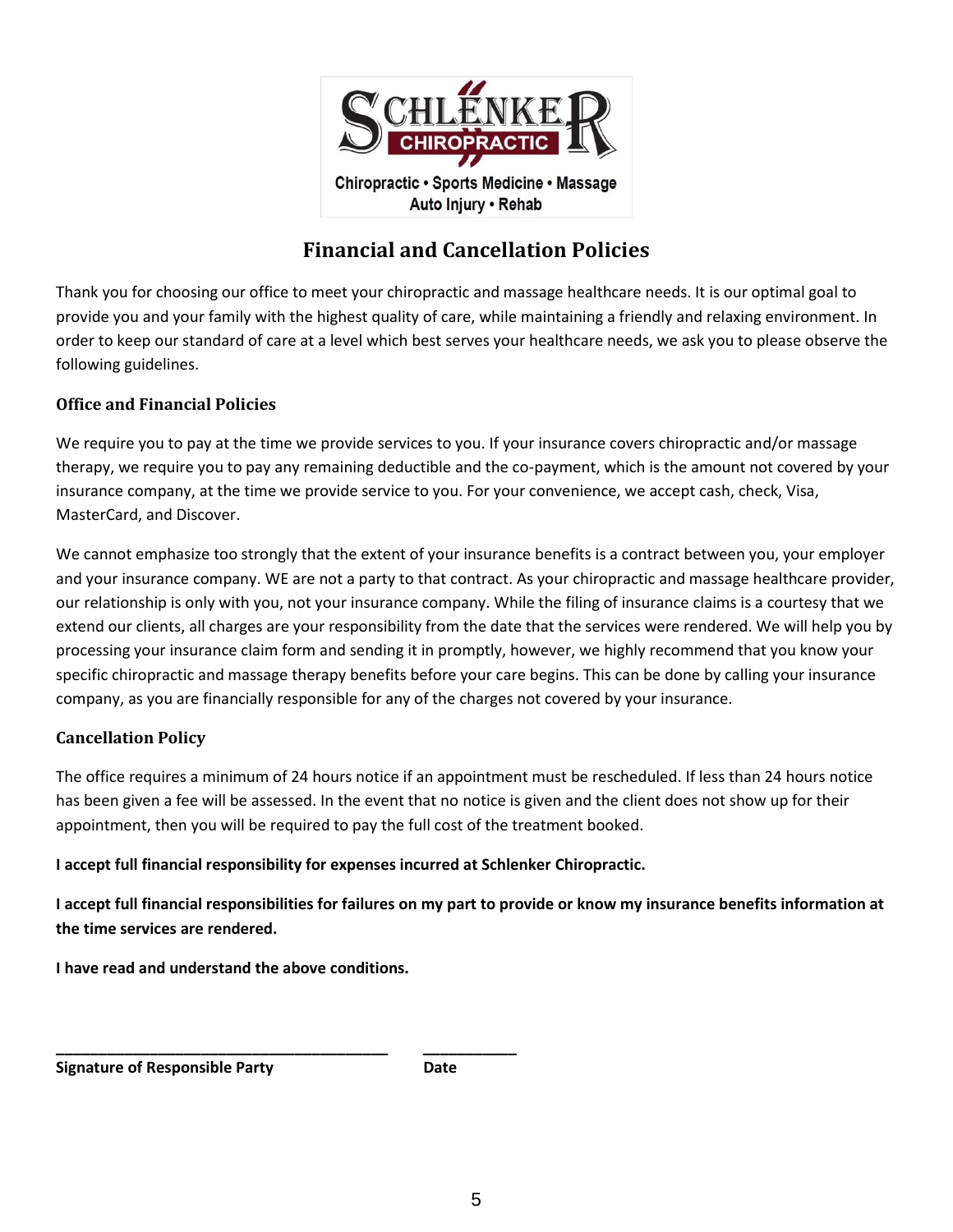Schlenker Chiropractic

Chiropractic • Sports Medicine • Massage
Auto Injury • Rehab

# Financial and Cancellation Policies

Thank you for choosing our office to meet your chiropractic and massage healthcare needs. It is our optimal goal to provide you and your family with the highest quality of care, while maintaining a friendly and relaxing environment. In order to keep our standard of care at a level which best serves your healthcare needs, we ask you to please observe the following guidelines.

## Office and Financial Policies

We require you to pay at the time we provide services to you. If your insurance covers chiropractic and/or massage therapy, we require you to pay any remaining deductible and the co-payment, which is the amount not covered by your insurance company, at the time we provide service to you. For your convenience, we accept cash, check, Visa, MasterCard, and Discover.

We cannot emphasize too strongly that the extent of your insurance benefits is a contract between you, your employer and your insurance company. WE are not a party to that contract. As your chiropractic and massage healthcare provider, our relationship is only with you, not your insurance company. While the filing of insurance claims is a courtesy that we extend our clients, all charges are your responsibility from the date that the services were rendered. We will help you by processing your insurance claim form and sending it in promptly, however, we highly recommend that you know your specific chiropractic and massage therapy benefits before your care begins. This can be done by calling your insurance company, as you are financially responsible for any of the charges not covered by your insurance.

## Cancellation Policy

The office requires a minimum of 24 hours notice if an appointment must be rescheduled. If less than 24 hours notice has been given a fee will be assessed. In the event that no notice is given and the client does not show up for their appointment, then you will be required to pay the full cost of the treatment booked.

**I accept full financial responsibility for expenses incurred at Schlenker Chiropractic.**

**I accept full financial responsibilities for failures on my part to provide or know my insurance benefits information at the time services are rendered.**

**I have read and understand the above conditions.**

\_\_\_\_\_\_\_\_\_\_\_\_\_\_\_\_\_\_\_\_\_\_\_\_\_\_\_\_\_\_\_\_\_\_\_\_\_\_ \_\_\_\_\_\_\_\_\_\_\_

**Signature of Responsible Party** **Date**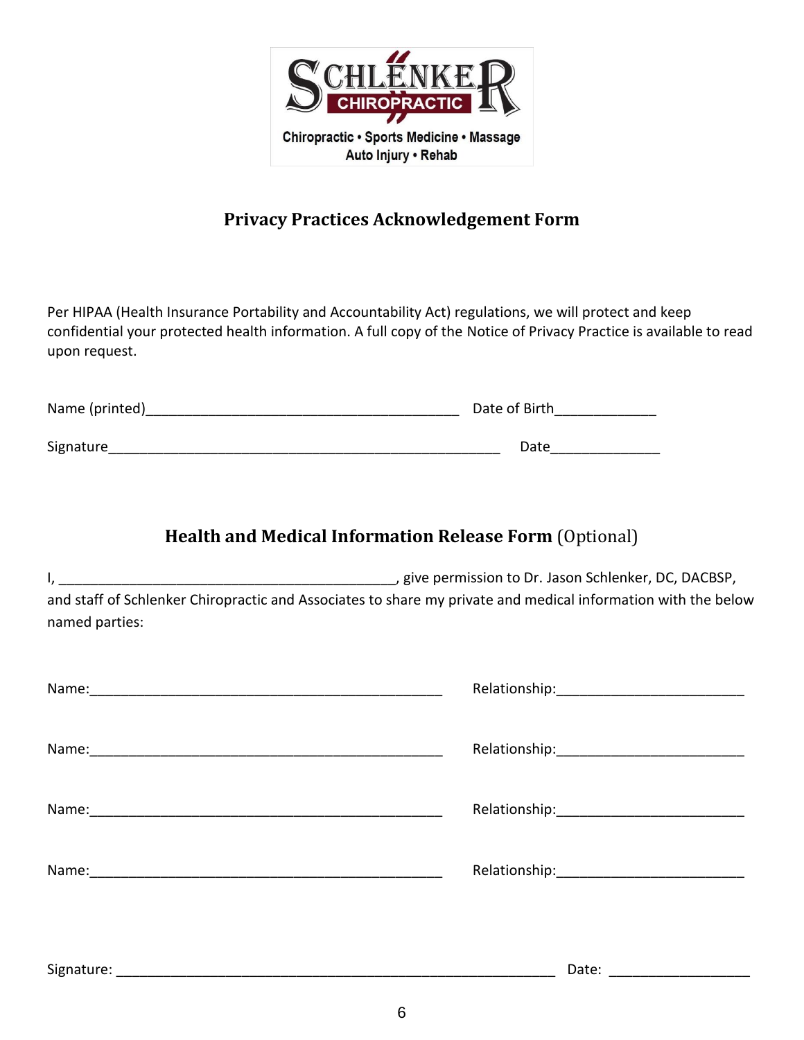SCHLENKER CHIROPRACTIC

Chiropractic • Sports Medicine • Massage
Auto Injury • Rehab

## Privacy Practices Acknowledgement Form

Per HIPAA (Health Insurance Portability and Accountability Act) regulations, we will protect and keep confidential your protected health information. A full copy of the Notice of Privacy Practice is available to read upon request.

Name (printed)________________________________________ Date of Birth_____________

Signature____________________________________________________ Date______________

## Health and Medical Information Release Form (Optional)

I, ____________________________________________, give permission to Dr. Jason Schlenker, DC, DACBSP, and staff of Schlenker Chiropractic and Associates to share my private and medical information with the below named parties:

Name:______________________________________________ Relationship:________________________

Name:______________________________________________ Relationship:________________________

Name:______________________________________________ Relationship:________________________

Name:______________________________________________ Relationship:________________________

Signature: _________________________________________________________ Date: __________________